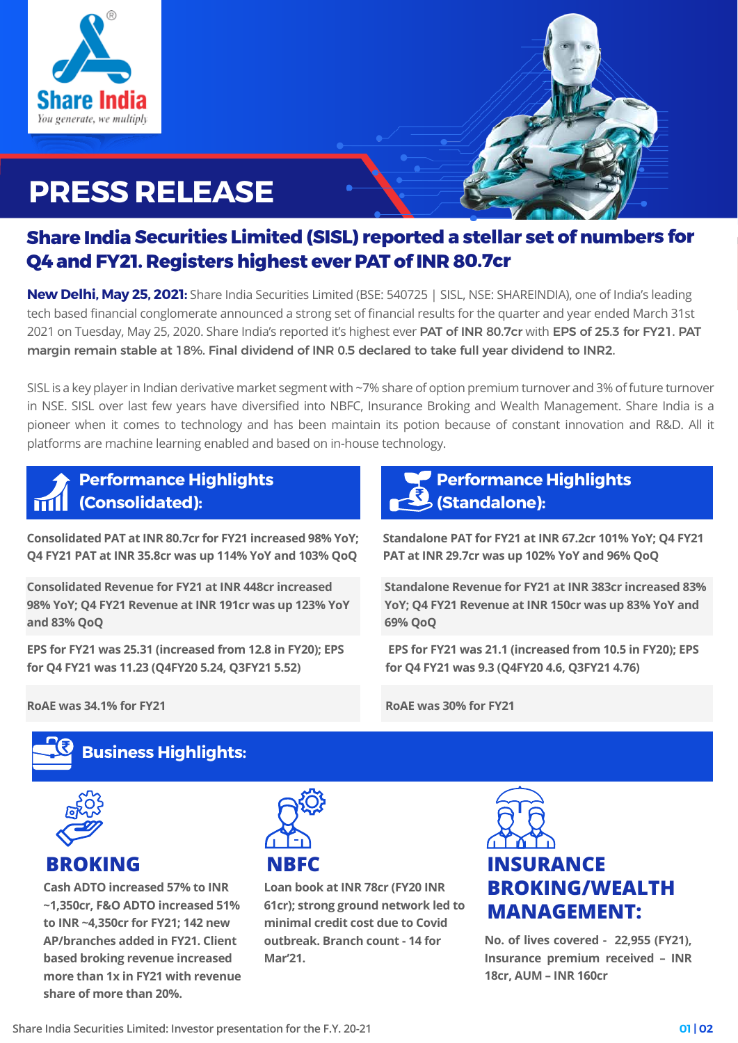Share India

*You generate, we multiply*

# PRESS RELEASE

## Share India Securities Limited (SISL) reported a stellar set of numbers for Q4 and FY21. Registers highest ever PAT of INR 80.7cr

**New Delhi, May 25, 2021:** Share India Securities Limited (BSE: 540725 | SISL, NSE: SHAREINDIA), one of India's leading tech based financial conglomerate announced a strong set of financial results for the quarter and year ended March 31st 2021 on Tuesday, May 25, 2020. Share India's reported it's highest ever **PAT of INR 80.7cr** with **EPS of 25.3 for FY21. PAT margin remain stable at 18%. Final dividend of INR 0.5 declared to take full year dividend to INR2.**

SISL is a key player in Indian derivative market segment with ~7% share of option premium turnover and 3% of future turnover in NSE. SISL over last few years have diversified into NBFC, Insurance Broking and Wealth Management. Share India is a pioneer when it comes to technology and has been maintain its potion because of constant innovation and R&D. All it platforms are machine learning enabled and based on in-house technology.

### Performance Highlights (Consolidated):

**Consolidated PAT at INR 80.7cr for FY21 increased 98% YoY; Q4 FY21 PAT at INR 35.8cr was up 114% YoY and 103% QoQ**

**Consolidated Revenue for FY21 at INR 448cr increased 98% YoY; Q4 FY21 Revenue at INR 191cr was up 123% YoY and 83% QoQ**

**EPS for FY21 was 25.31 (increased from 12.8 in FY20); EPS for Q4 FY21 was 11.23 (Q4FY20 5.24, Q3FY21 5.52)**

**RoAE was 34.1% for FY21**

### Performance Highlights (Standalone):

**Standalone PAT for FY21 at INR 67.2cr 101% YoY; Q4 FY21 PAT at INR 29.7cr was up 102% YoY and 96% QoQ**

**Standalone Revenue for FY21 at INR 383cr increased 83% YoY; Q4 FY21 Revenue at INR 150cr was up 83% YoY and 69% QoQ**

**EPS for FY21 was 21.1 (increased from 10.5 in FY20); EPS for Q4 FY21 was 9.3 (Q4FY20 4.6, Q3FY21 4.76)**

**RoAE was 30% for FY21**

### Business Highlights:

#### BROKING

**Cash ADTO increased 57% to INR ~1,350cr, F&O ADTO increased 51% to INR ~4,350cr for FY21; 142 new AP/branches added in FY21. Client based broking revenue increased more than 1x in FY21 with revenue share of more than 20%.**

#### NBFC

**Loan book at INR 78cr (FY20 INR 61cr); strong ground network led to minimal credit cost due to Covid outbreak. Branch count - 14 for Mar'21.**

#### INSURANCE BROKING/WEALTH MANAGEMENT:

**No. of lives covered - 22,955 (FY21), Insurance premium received – INR 18cr, AUM – INR 160cr**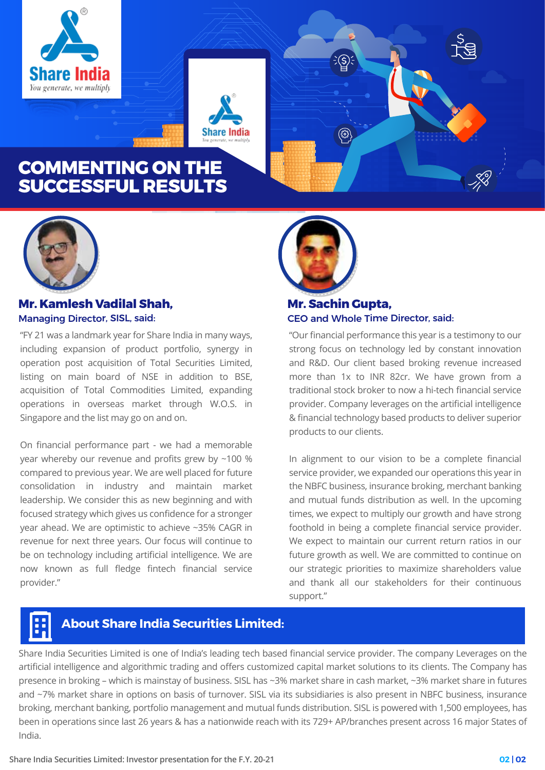# COMMENTING ON THE SUCCESSFUL RESULTS

**Mr. Kamlesh Vadilal Shah,**
**Managing Director, SISL, said:**

"FY 21 was a landmark year for Share India in many ways, including expansion of product portfolio, synergy in operation post acquisition of Total Securities Limited, listing on main board of NSE in addition to BSE, acquisition of Total Commodities Limited, expanding operations in overseas market through W.O.S. in Singapore and the list may go on and on.

On financial performance part - we had a memorable year whereby our revenue and profits grew by ~100 % compared to previous year. We are well placed for future consolidation in industry and maintain market leadership. We consider this as new beginning and with focused strategy which gives us confidence for a stronger year ahead. We are optimistic to achieve ~35% CAGR in revenue for next three years. Our focus will continue to be on technology including artificial intelligence. We are now known as full fledge fintech financial service provider."

**Mr. Sachin Gupta,**
**CEO and Whole Time Director, said:**

"Our financial performance this year is a testimony to our strong focus on technology led by constant innovation and R&D. Our client based broking revenue increased more than 1x to INR 82cr. We have grown from a traditional stock broker to now a hi-tech financial service provider. Company leverages on the artificial intelligence & financial technology based products to deliver superior products to our clients.

In alignment to our vision to be a complete financial service provider, we expanded our operations this year in the NBFC business, insurance broking, merchant banking and mutual funds distribution as well. In the upcoming times, we expect to multiply our growth and have strong foothold in being a complete financial service provider. We expect to maintain our current return ratios in our future growth as well. We are committed to continue on our strategic priorities to maximize shareholders value and thank all our stakeholders for their continuous support."

## About Share India Securities Limited:

Share India Securities Limited is one of India's leading tech based financial service provider. The company Leverages on the artificial intelligence and algorithmic trading and offers customized capital market solutions to its clients. The Company has presence in broking – which is mainstay of business. SISL has ~3% market share in cash market, ~3% market share in futures and ~7% market share in options on basis of turnover. SISL via its subsidiaries is also present in NBFC business, insurance broking, merchant banking, portfolio management and mutual funds distribution. SISL is powered with 1,500 employees, has been in operations since last 26 years & has a nationwide reach with its 729+ AP/branches present across 16 major States of India.